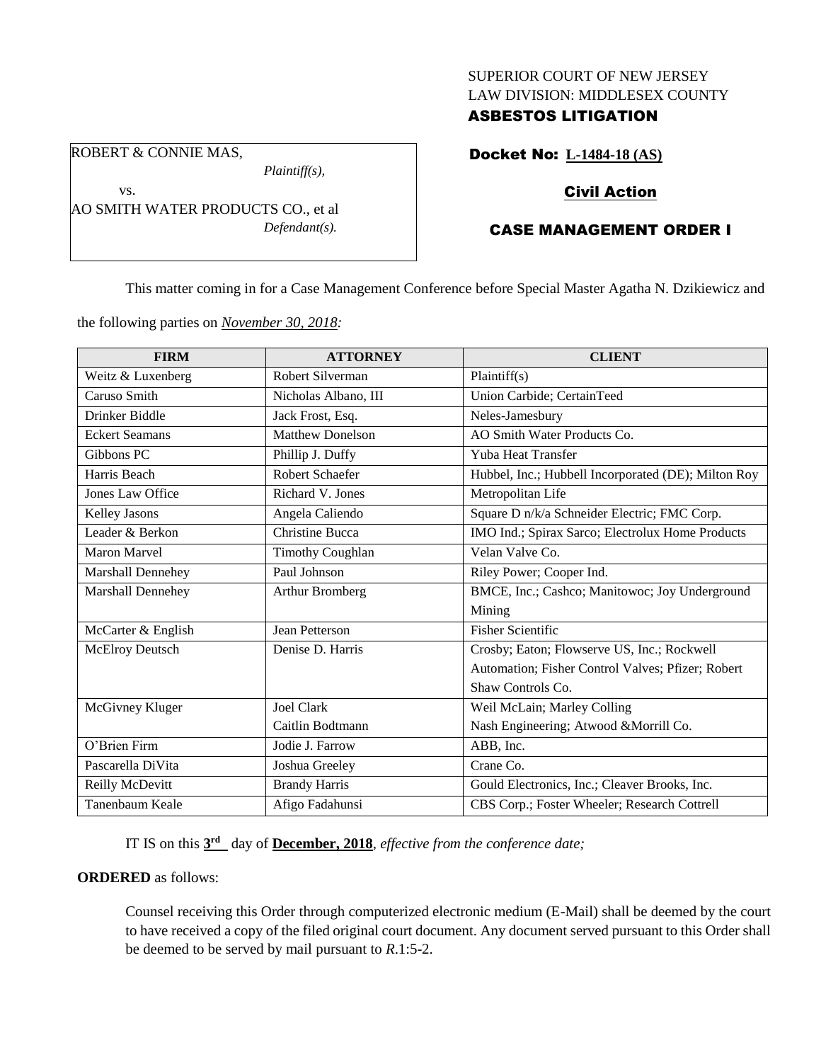SUPERIOR COURT OF NEW JERSEY
LAW DIVISION: MIDDLESEX COUNTY

**ASBESTOS LITIGATION**

ROBERT & CONNIE MAS,
*Plaintiff(s),*

vs.

AO SMITH WATER PRODUCTS CO., et al
*Defendant(s).*

**Docket No: L-1484-18 (AS)**

**Civil Action**

**CASE MANAGEMENT ORDER I**

This matter coming in for a Case Management Conference before Special Master Agatha N. Dzikiewicz and the following parties on *November 30, 2018:*

| FIRM | ATTORNEY | CLIENT |
|---|---|---|
| Weitz & Luxenberg | Robert Silverman | Plaintiff(s) |
| Caruso Smith | Nicholas Albano, III | Union Carbide; CertainTeed |
| Drinker Biddle | Jack Frost, Esq. | Neles-Jamesbury |
| Eckert Seamans | Matthew Donelson | AO Smith Water Products Co. |
| Gibbons PC | Phillip J. Duffy | Yuba Heat Transfer |
| Harris Beach | Robert Schaefer | Hubbel, Inc.; Hubbell Incorporated (DE); Milton Roy |
| Jones Law Office | Richard V. Jones | Metropolitan Life |
| Kelley Jasons | Angela Caliendo | Square D n/k/a Schneider Electric; FMC Corp. |
| Leader & Berkon | Christine Bucca | IMO Ind.; Spirax Sarco; Electrolux Home Products |
| Maron Marvel | Timothy Coughlan | Velan Valve Co. |
| Marshall Dennehey | Paul Johnson | Riley Power; Cooper Ind. |
| Marshall Dennehey | Arthur Bromberg | BMCE, Inc.; Cashco; Manitowoc; Joy Underground Mining |
| McCarter & English | Jean Petterson | Fisher Scientific |
| McElroy Deutsch | Denise D. Harris | Crosby; Eaton; Flowserve US, Inc.; Rockwell Automation; Fisher Control Valves; Pfizer; Robert Shaw Controls Co. |
| McGivney Kluger | Joel Clark<br>Caitlin Bodtmann | Weil McLain; Marley Colling<br>Nash Engineering; Atwood &Morrill Co. |
| O'Brien Firm | Jodie J. Farrow | ABB, Inc. |
| Pascarella DiVita | Joshua Greeley | Crane Co. |
| Reilly McDevitt | Brandy Harris | Gould Electronics, Inc.; Cleaver Brooks, Inc. |
| Tanenbaum Keale | Afigo Fadahunsi | CBS Corp.; Foster Wheeler; Research Cottrell |

IT IS on this **3rd** day of **December, 2018**, *effective from the conference date;*

**ORDERED** as follows:

Counsel receiving this Order through computerized electronic medium (E-Mail) shall be deemed by the court to have received a copy of the filed original court document. Any document served pursuant to this Order shall be deemed to be served by mail pursuant to *R*.1:5-2.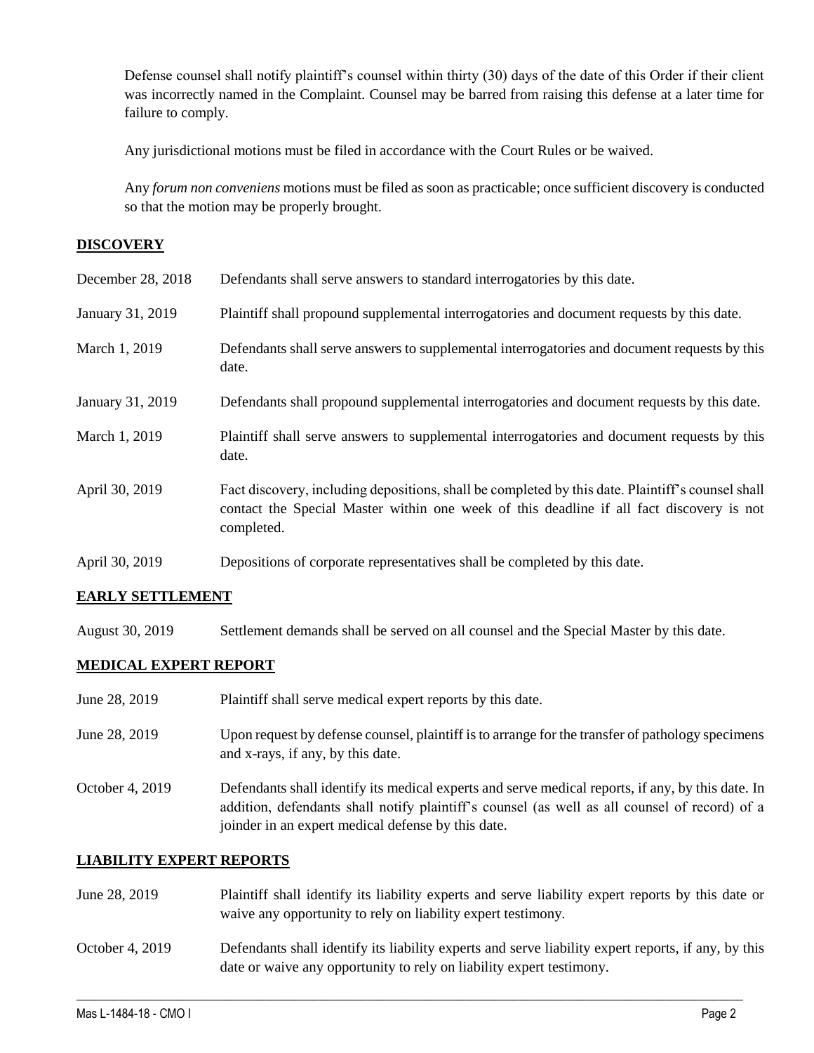Defense counsel shall notify plaintiff's counsel within thirty (30) days of the date of this Order if their client was incorrectly named in the Complaint. Counsel may be barred from raising this defense at a later time for failure to comply.

Any jurisdictional motions must be filed in accordance with the Court Rules or be waived.

Any *forum non conveniens* motions must be filed as soon as practicable; once sufficient discovery is conducted so that the motion may be properly brought.

## DISCOVERY

| | |
|---|---|
| December 28, 2018 | Defendants shall serve answers to standard interrogatories by this date. |
| January 31, 2019 | Plaintiff shall propound supplemental interrogatories and document requests by this date. |
| March 1, 2019 | Defendants shall serve answers to supplemental interrogatories and document requests by this date. |
| January 31, 2019 | Defendants shall propound supplemental interrogatories and document requests by this date. |
| March 1, 2019 | Plaintiff shall serve answers to supplemental interrogatories and document requests by this date. |
| April 30, 2019 | Fact discovery, including depositions, shall be completed by this date. Plaintiff's counsel shall contact the Special Master within one week of this deadline if all fact discovery is not completed. |
| April 30, 2019 | Depositions of corporate representatives shall be completed by this date. |

## EARLY SETTLEMENT

| | |
|---|---|
| August 30, 2019 | Settlement demands shall be served on all counsel and the Special Master by this date. |

## MEDICAL EXPERT REPORT

| | |
|---|---|
| June 28, 2019 | Plaintiff shall serve medical expert reports by this date. |
| June 28, 2019 | Upon request by defense counsel, plaintiff is to arrange for the transfer of pathology specimens and x-rays, if any, by this date. |
| October 4, 2019 | Defendants shall identify its medical experts and serve medical reports, if any, by this date. In addition, defendants shall notify plaintiff's counsel (as well as all counsel of record) of a joinder in an expert medical defense by this date. |

## LIABILITY EXPERT REPORTS

| | |
|---|---|
| June 28, 2019 | Plaintiff shall identify its liability experts and serve liability expert reports by this date or waive any opportunity to rely on liability expert testimony. |
| October 4, 2019 | Defendants shall identify its liability experts and serve liability expert reports, if any, by this date or waive any opportunity to rely on liability expert testimony. |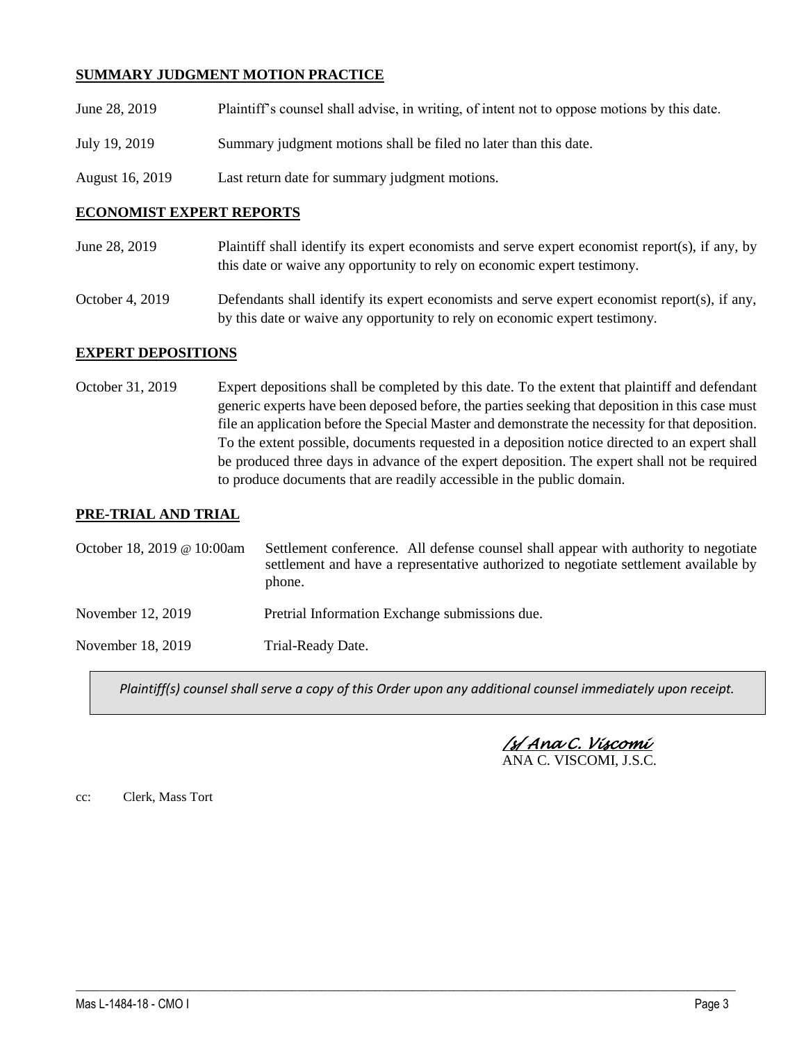**SUMMARY JUDGMENT MOTION PRACTICE**

| | |
|---|---|
| June 28, 2019 | Plaintiff's counsel shall advise, in writing, of intent not to oppose motions by this date. |
| July 19, 2019 | Summary judgment motions shall be filed no later than this date. |
| August 16, 2019 | Last return date for summary judgment motions. |

**ECONOMIST EXPERT REPORTS**

| | |
|---|---|
| June 28, 2019 | Plaintiff shall identify its expert economists and serve expert economist report(s), if any, by this date or waive any opportunity to rely on economic expert testimony. |
| October 4, 2019 | Defendants shall identify its expert economists and serve expert economist report(s), if any, by this date or waive any opportunity to rely on economic expert testimony. |

**EXPERT DEPOSITIONS**

| | |
|---|---|
| October 31, 2019 | Expert depositions shall be completed by this date. To the extent that plaintiff and defendant generic experts have been deposed before, the parties seeking that deposition in this case must file an application before the Special Master and demonstrate the necessity for that deposition. To the extent possible, documents requested in a deposition notice directed to an expert shall be produced three days in advance of the expert deposition. The expert shall not be required to produce documents that are readily accessible in the public domain. |

**PRE-TRIAL AND TRIAL**

| | |
|---|---|
| October 18, 2019 @ 10:00am | Settlement conference. All defense counsel shall appear with authority to negotiate settlement and have a representative authorized to negotiate settlement available by phone. |
| November 12, 2019 | Pretrial Information Exchange submissions due. |
| November 18, 2019 | Trial-Ready Date. |

*Plaintiff(s) counsel shall serve a copy of this Order upon any additional counsel immediately upon receipt.*

/s/ Ana C. Viscomi
ANA C. VISCOMI, J.S.C.

cc: Clerk, Mass Tort